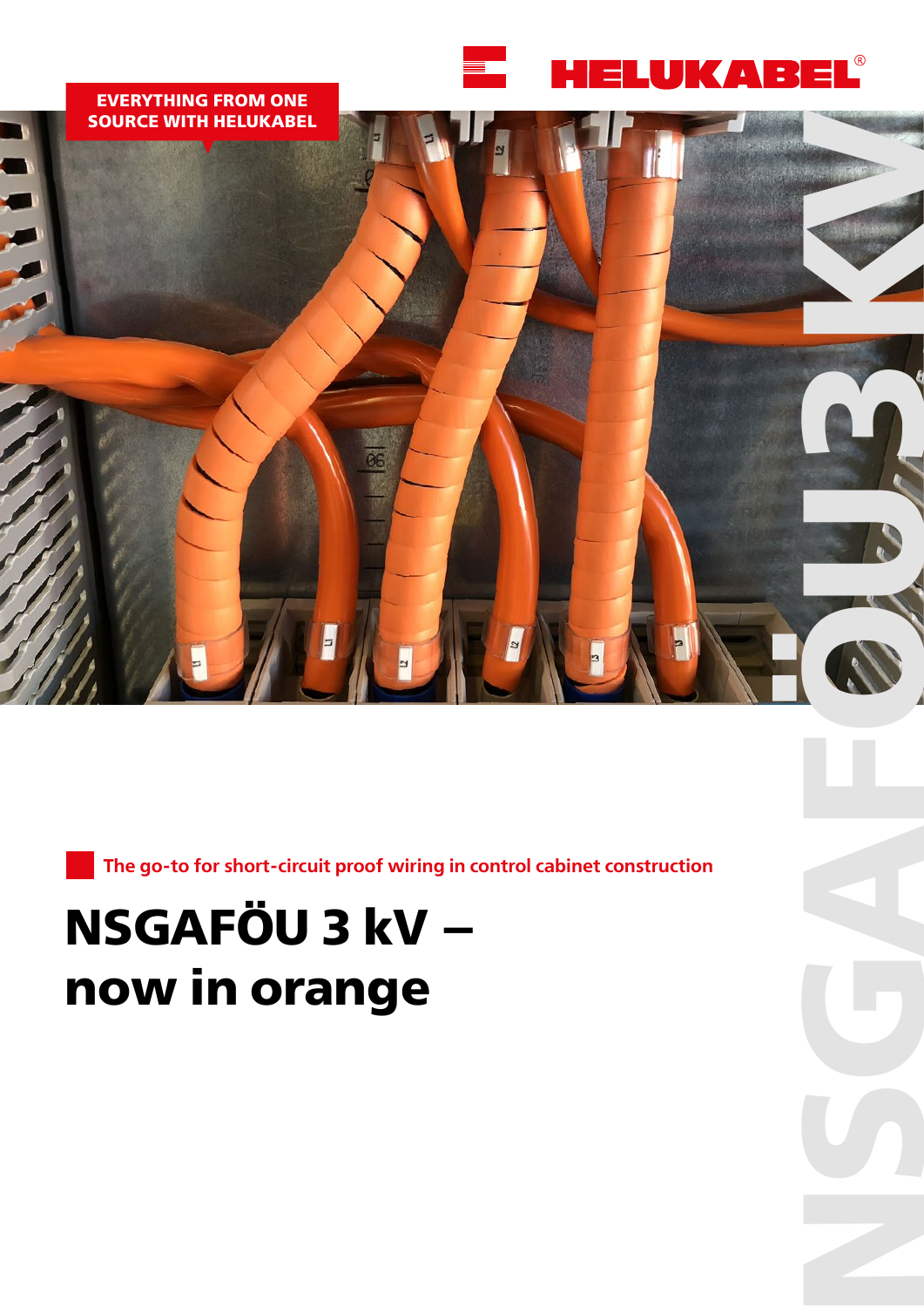EVERYTHING FROM ONE SOURCE WITH HELUKABEL

The go-to for short-circuit proof wiring in control cabinet construction

# NSGAFÖU 3 kV – now in orange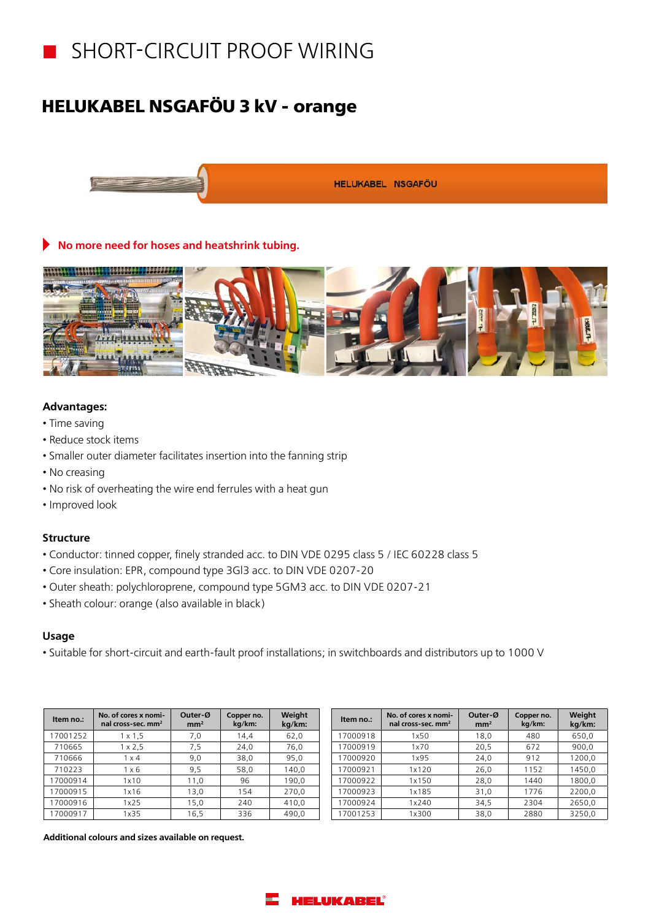# SHORT-CIRCUIT PROOF WIRING

## HELUKABEL NSGAFÖU 3 kV - orange

**No more need for hoses and heatshrink tubing.**

### Advantages:

- Time saving
- Reduce stock items
- Smaller outer diameter facilitates insertion into the fanning strip
- No creasing
- No risk of overheating the wire end ferrules with a heat gun
- Improved look

### Structure

- Conductor: tinned copper, finely stranded acc. to DIN VDE 0295 class 5 / IEC 60228 class 5
- Core insulation: EPR, compound type 3GI3 acc. to DIN VDE 0207-20
- Outer sheath: polychloroprene, compound type 5GM3 acc. to DIN VDE 0207-21
- Sheath colour: orange (also available in black)

### Usage

- Suitable for short-circuit and earth-fault proof installations; in switchboards and distributors up to 1000 V

| Item no.: | No. of cores x nominal cross-sec. mm² | Outer-Ø mm² | Copper no. kg/km: | Weight kg/km: |
|---|---|---|---|---|
| 17001252 | 1 x 1,5 | 7,0 | 14,4 | 62,0 |
| 710665 | 1 x 2,5 | 7,5 | 24,0 | 76,0 |
| 710666 | 1 x 4 | 9,0 | 38,0 | 95,0 |
| 710223 | 1 x 6 | 9,5 | 58,0 | 140,0 |
| 17000914 | 1x10 | 11,0 | 96 | 190,0 |
| 17000915 | 1x16 | 13,0 | 154 | 270,0 |
| 17000916 | 1x25 | 15,0 | 240 | 410,0 |
| 17000917 | 1x35 | 16,5 | 336 | 490,0 |
| 17000918 | 1x50 | 18,0 | 480 | 650,0 |
| 17000919 | 1x70 | 20,5 | 672 | 900,0 |
| 17000920 | 1x95 | 24,0 | 912 | 1200,0 |
| 17000921 | 1x120 | 26,0 | 1152 | 1450,0 |
| 17000922 | 1x150 | 28,0 | 1440 | 1800,0 |
| 17000923 | 1x185 | 31,0 | 1776 | 2200,0 |
| 17000924 | 1x240 | 34,5 | 2304 | 2650,0 |
| 17001253 | 1x300 | 38,0 | 2880 | 3250,0 |

**Additional colours and sizes available on request.**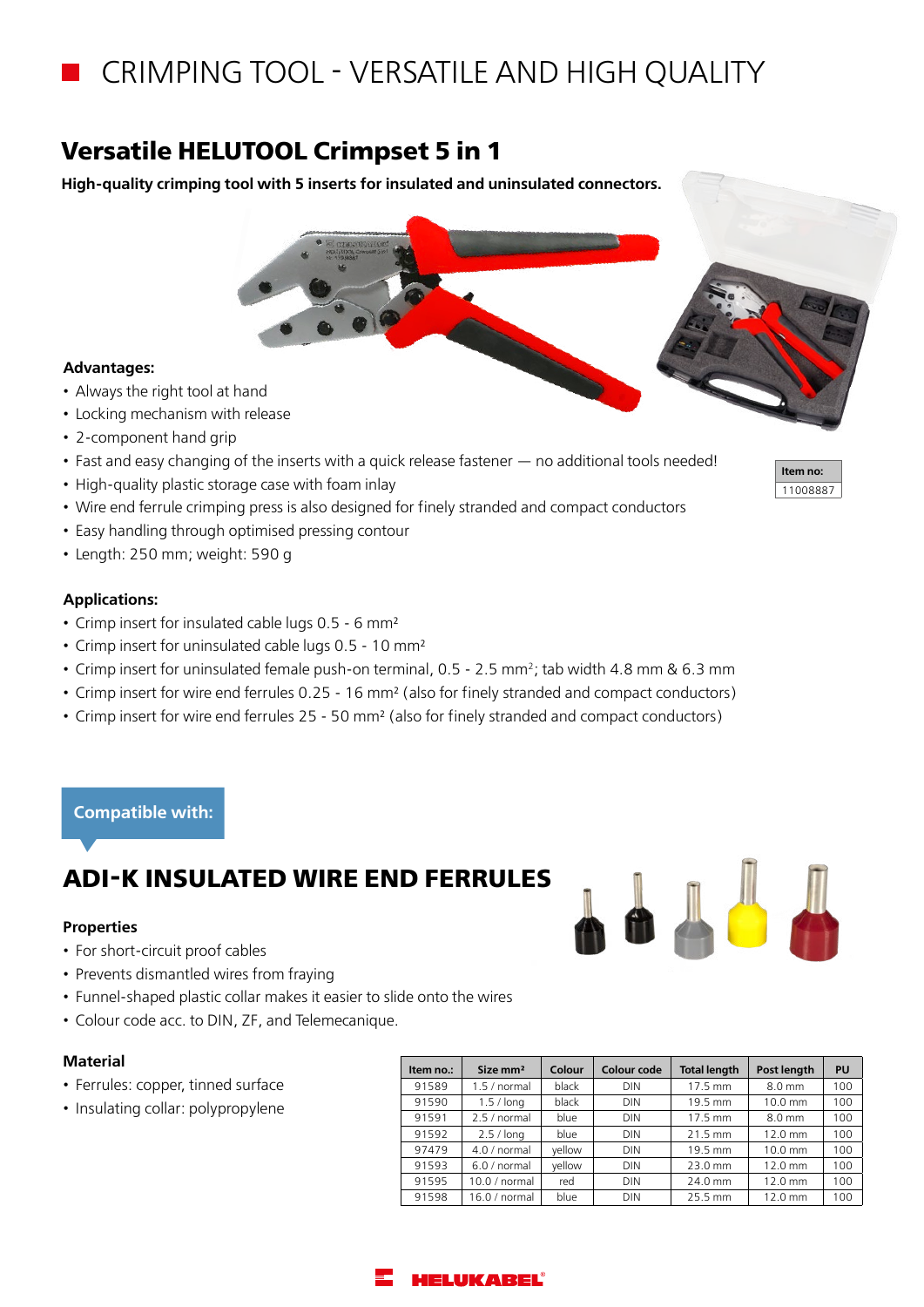# CRIMPING TOOL - VERSATILE AND HIGH QUALITY

## Versatile HELUTOOL Crimpset 5 in 1

**High-quality crimping tool with 5 inserts for insulated and uninsulated connectors.**

**Advantages:**

- Always the right tool at hand
- Locking mechanism with release
- 2-component hand grip
- Fast and easy changing of the inserts with a quick release fastener — no additional tools needed!
- High-quality plastic storage case with foam inlay
- Wire end ferrule crimping press is also designed for finely stranded and compact conductors
- Easy handling through optimised pressing contour
- Length: 250 mm; weight: 590 g

| Item no: |
|---|
| 11008887 |

**Applications:**

- Crimp insert for insulated cable lugs 0.5 - 6 mm²
- Crimp insert for uninsulated cable lugs 0.5 - 10 mm²
- Crimp insert for uninsulated female push-on terminal, 0.5 - 2.5 mm²; tab width 4.8 mm & 6.3 mm
- Crimp insert for wire end ferrules 0.25 - 16 mm² (also for finely stranded and compact conductors)
- Crimp insert for wire end ferrules 25 - 50 mm² (also for finely stranded and compact conductors)

**Compatible with:**

## ADI-K INSULATED WIRE END FERRULES

**Properties**

- For short-circuit proof cables
- Prevents dismantled wires from fraying
- Funnel-shaped plastic collar makes it easier to slide onto the wires
- Colour code acc. to DIN, ZF, and Telemecanique.

**Material**

- Ferrules: copper, tinned surface
- Insulating collar: polypropylene

| Item no.: | Size mm² | Colour | Colour code | Total length | Post length | PU |
|---|---|---|---|---|---|---|
| 91589 | 1.5 / normal | black | DIN | 17.5 mm | 8.0 mm | 100 |
| 91590 | 1.5 / long | black | DIN | 19.5 mm | 10.0 mm | 100 |
| 91591 | 2.5 / normal | blue | DIN | 17.5 mm | 8.0 mm | 100 |
| 91592 | 2.5 / long | blue | DIN | 21.5 mm | 12.0 mm | 100 |
| 97479 | 4.0 / normal | yellow | DIN | 19.5 mm | 10.0 mm | 100 |
| 91593 | 6.0 / normal | yellow | DIN | 23.0 mm | 12.0 mm | 100 |
| 91595 | 10.0 / normal | red | DIN | 24.0 mm | 12.0 mm | 100 |
| 91598 | 16.0 / normal | blue | DIN | 25.5 mm | 12.0 mm | 100 |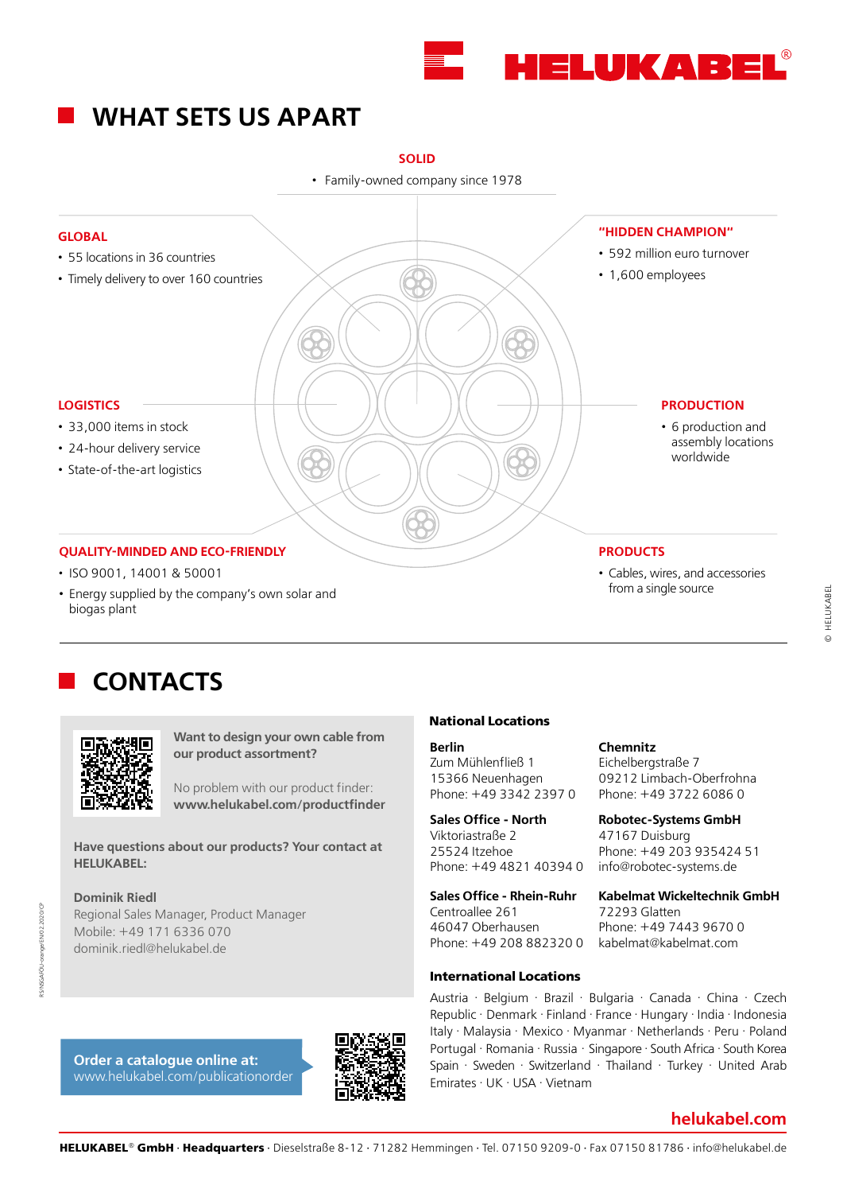# WHAT SETS US APART

**SOLID**
- Family-owned company since 1978

**GLOBAL**
- 55 locations in 36 countries
- Timely delivery to over 160 countries

**"HIDDEN CHAMPION"**
- 592 million euro turnover
- 1,600 employees

**LOGISTICS**
- 33,000 items in stock
- 24-hour delivery service
- State-of-the-art logistics

**PRODUCTION**
- 6 production and assembly locations worldwide

**QUALITY-MINDED AND ECO-FRIENDLY**
- ISO 9001, 14001 & 50001
- Energy supplied by the company's own solar and biogas plant

**PRODUCTS**
- Cables, wires, and accessories from a single source

# CONTACTS

**Want to design your own cable from our product assortment?**

No problem with our product finder:
**www.helukabel.com/productfinder**

**Have questions about our products? Your contact at HELUKABEL:**

**Dominik Riedl**
Regional Sales Manager, Product Manager
Mobile: +49 171 6336 070
dominik.riedl@helukabel.de

**Order a catalogue online at:**
www.helukabel.com/publicationorder

### National Locations

**Berlin**
Zum Mühlenfließ 1
15366 Neuenhagen
Phone: +49 3342 2397 0

**Chemnitz**
Eichelbergstraße 7
09212 Limbach-Oberfrohna
Phone: +49 3722 6086 0

**Sales Office - North**
Viktoriastraße 2
25524 Itzehoe
Phone: +49 4821 40394 0

**Robotec-Systems GmbH**
47167 Duisburg
Phone: +49 203 935424 51
info@robotec-systems.de

**Sales Office - Rhein-Ruhr**
Centroallee 261
46047 Oberhausen
Phone: +49 208 882320 0

**Kabelmat Wickeltechnik GmbH**
72293 Glatten
Phone: +49 7443 9670 0
kabelmat@kabelmat.com

### International Locations

Austria · Belgium · Brazil · Bulgaria · Canada · China · Czech Republic · Denmark · Finland · France · Hungary · India · Indonesia Italy · Malaysia · Mexico · Myanmar · Netherlands · Peru · Poland Portugal · Romania · Russia · Singapore · South Africa · South Korea Spain · Sweden · Switzerland · Thailand · Turkey · United Arab Emirates · UK · USA · Vietnam

**helukabel.com**

**HELUKABEL® GmbH · Headquarters** · Dieselstraße 8-12 · 71282 Hemmingen · Tel. 07150 9209-0 · Fax 07150 81786 · info@helukabel.de